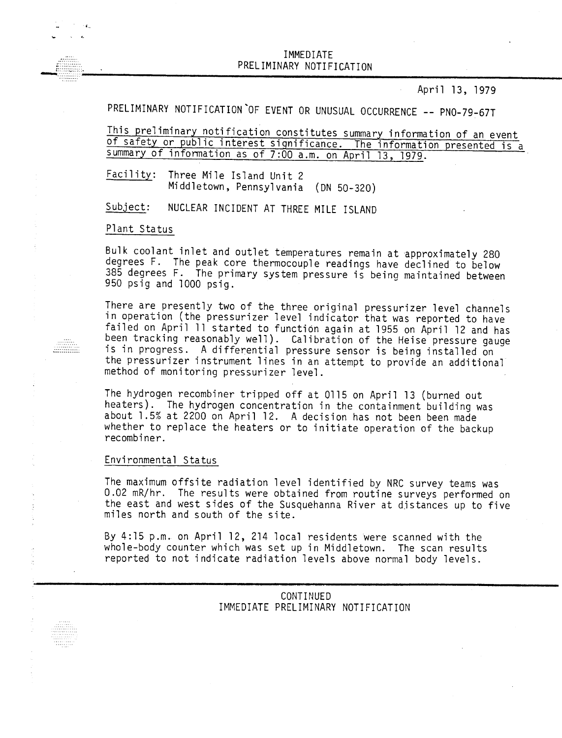# IMMEDIATE PRELIMINARY NOTIFICATION

April 13, 1979

PRELIMINARY NOTIFICATION OF EVENT OR UNUSUAL OCCURRENCE -- PNO-79-67T

This preliminary notification constitutes summary information of an event of safety or public interest significance. The information presented is a summary of information as of 7:00 a.m. on April 13, 1979.

Facility: Three Mile Island Unit 2
Middletown, Pennsylvania (DN 50-320)

Subject: NUCLEAR INCIDENT AT THREE MILE ISLAND

## Plant Status

Bulk coolant inlet and outlet temperatures remain at approximately 280 degrees F. The peak core thermocouple readings have declined to below 385 degrees F. The primary system pressure is being maintained between 950 psig and 1000 psig.

There are presently two of the three original pressurizer level channels in operation (the pressurizer level indicator that was reported to have failed on April 11 started to function again at 1955 on April 12 and has been tracking reasonably well). Calibration of the Heise pressure gauge is in progress. A differential pressure sensor is being installed on the pressurizer instrument lines in an attempt to provide an additional method of monitoring pressurizer level.

The hydrogen recombiner tripped off at 0115 on April 13 (burned out heaters). The hydrogen concentration in the containment building was about 1.5% at 2200 on April 12. A decision has not been been made whether to replace the heaters or to initiate operation of the backup recombiner.

## Environmental Status

The maximum offsite radiation level identified by NRC survey teams was 0.02 mR/hr. The results were obtained from routine surveys performed on the east and west sides of the Susquehanna River at distances up to five miles north and south of the site.

By 4:15 p.m. on April 12, 214 local residents were scanned with the whole-body counter which was set up in Middletown. The scan results reported to not indicate radiation levels above normal body levels.

CONTINUED
IMMEDIATE PRELIMINARY NOTIFICATION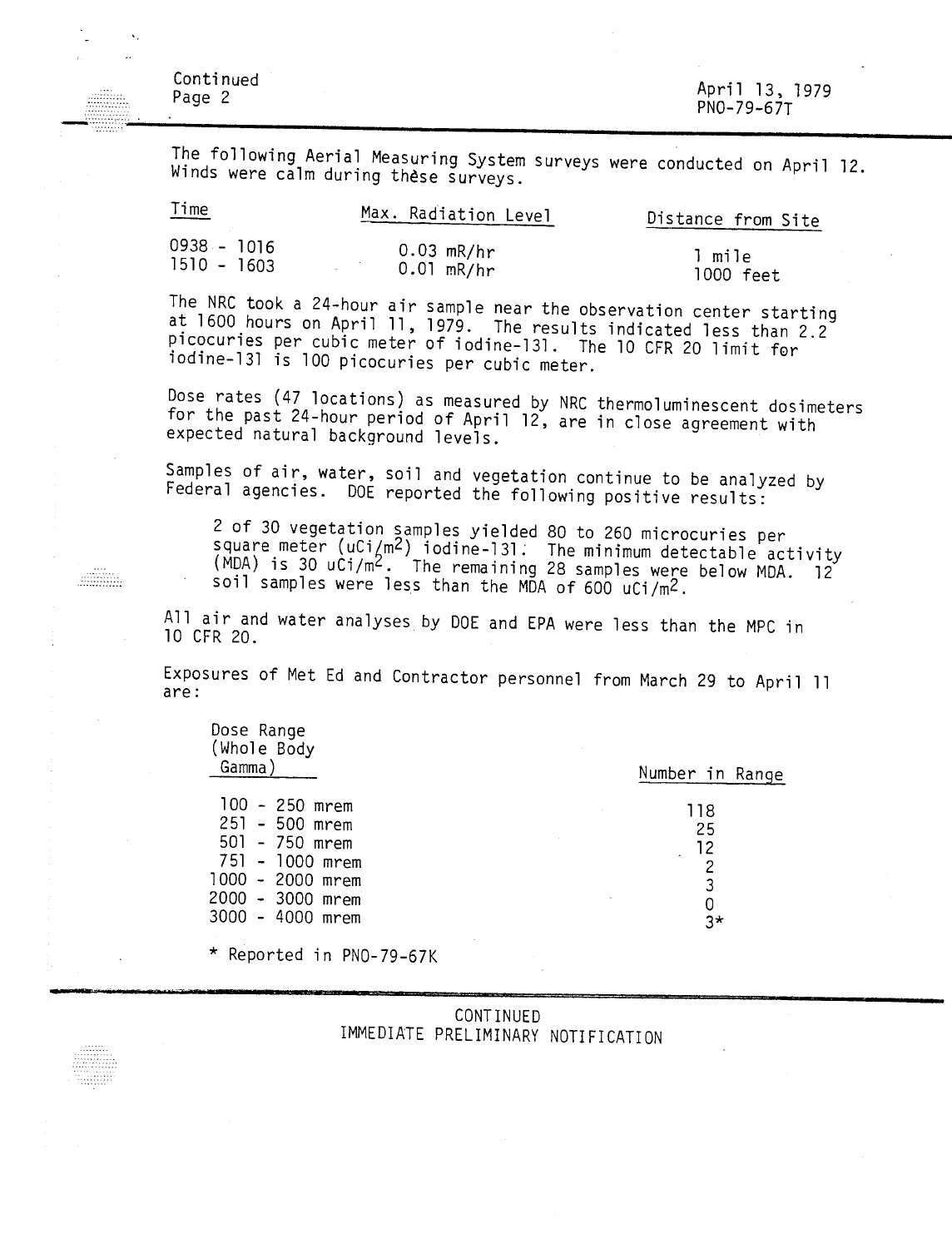The following Aerial Measuring System surveys were conducted on April 12. Winds were calm during these surveys.

| Time | Max. Radiation Level | Distance from Site |
|---|---|---|
| 0938 - 1016 | 0.03 mR/hr | 1 mile |
| 1510 - 1603 | 0.01 mR/hr | 1000 feet |

The NRC took a 24-hour air sample near the observation center starting at 1600 hours on April 11, 1979. The results indicated less than 2.2 picocuries per cubic meter of iodine-131. The 10 CFR 20 limit for iodine-131 is 100 picocuries per cubic meter.

Dose rates (47 locations) as measured by NRC thermoluminescent dosimeters for the past 24-hour period of April 12, are in close agreement with expected natural background levels.

Samples of air, water, soil and vegetation continue to be analyzed by Federal agencies. DOE reported the following positive results:

> 2 of 30 vegetation samples yielded 80 to 260 microcuries per square meter ($uCi/m^2$) iodine-131. The minimum detectable activity (MDA) is 30 $uCi/m^2$. The remaining 28 samples were below MDA. 12 soil samples were less than the MDA of 600 $uCi/m^2$.

All air and water analyses by DOE and EPA were less than the MPC in 10 CFR 20.

Exposures of Met Ed and Contractor personnel from March 29 to April 11 are:

| Dose Range (Whole Body Gamma) | Number in Range |
|---|---|
| 100 - 250 mrem | 118 |
| 251 - 500 mrem | 25 |
| 501 - 750 mrem | 12 |
| 751 - 1000 mrem | 2 |
| 1000 - 2000 mrem | 3 |
| 2000 - 3000 mrem | 0 |
| 3000 - 4000 mrem | 3* |

\* Reported in PNO-79-67K

CONTINUED
IMMEDIATE PRELIMINARY NOTIFICATION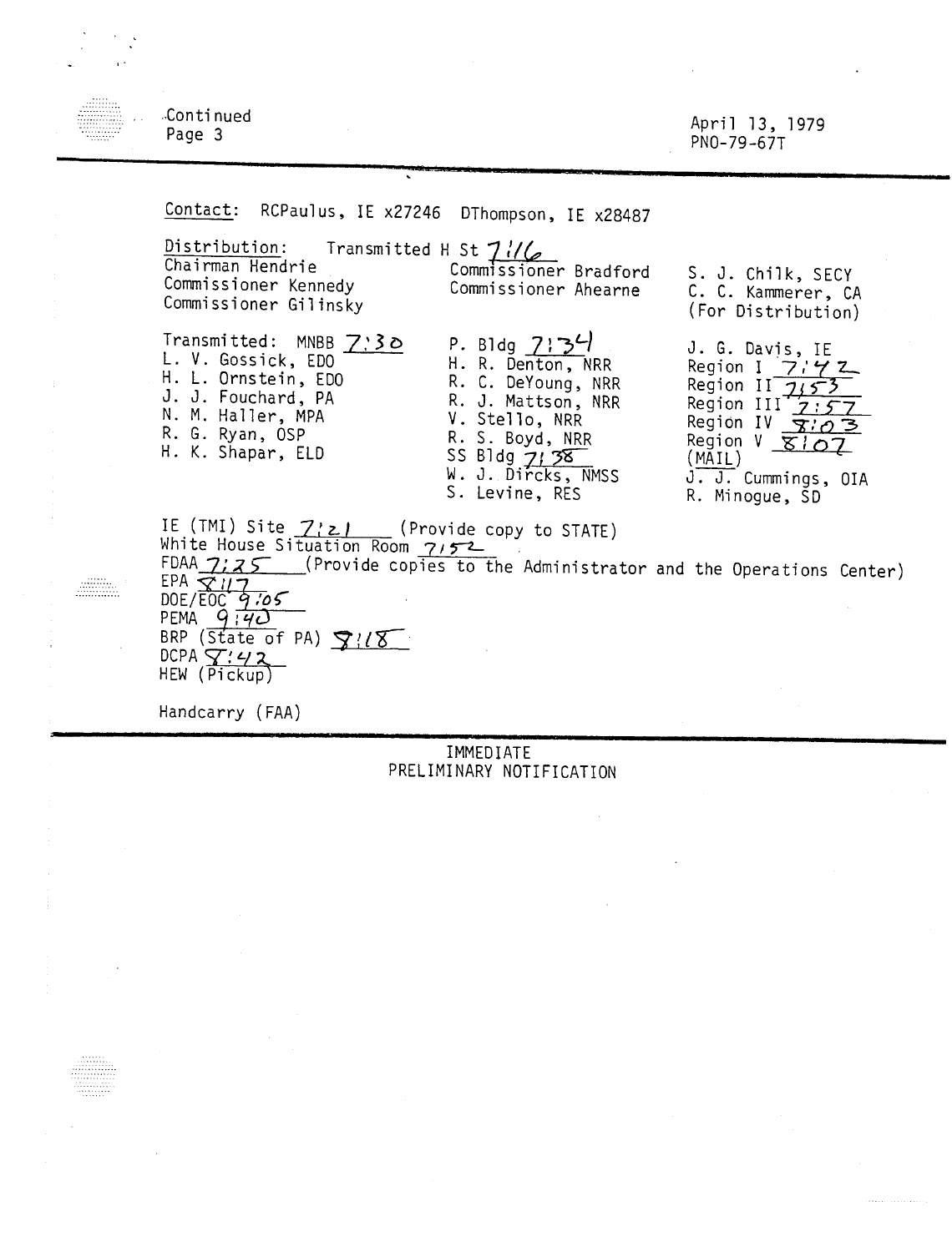Continued
Page 3

April 13, 1979
PNO-79-67T

Contact: RCPaulus, IE x27246 DThompson, IE x28487

Distribution: Transmitted H St 7:16

Chairman Hendrie
Commissioner Kennedy
Commissioner Gilinsky
Commissioner Bradford
Commissioner Ahearne
S. J. Chilk, SECY
C. C. Kammerer, CA
(For Distribution)

Transmitted: MNBB 7:30
L. V. Gossick, EDO
H. L. Ornstein, EDO
J. J. Fouchard, PA
N. M. Haller, MPA
R. G. Ryan, OSP
H. K. Shapar, ELD

P. Bldg 7:34
H. R. Denton, NRR
R. C. DeYoung, NRR
R. J. Mattson, NRR
V. Stello, NRR
R. S. Boyd, NRR
SS Bldg 7:38
W. J. Dircks, NMSS
S. Levine, RES

J. G. Davis, IE
Region I 7:42
Region II 7:53
Region III 7:57
Region IV 8:03
Region V 8:07
(MAIL)
J. J. Cummings, OIA
R. Minogue, SD

IE (TMI) Site 7:21 (Provide copy to STATE)
White House Situation Room 7:52
FDAA 7:25 (Provide copies to the Administrator and the Operations Center)
EPA 8:17
DOE/EOC 9:05
PEMA 9:40
BRP (State of PA) 8:18
DCPA 8:42
HEW (Pickup)

Handcarry (FAA)

IMMEDIATE
PRELIMINARY NOTIFICATION